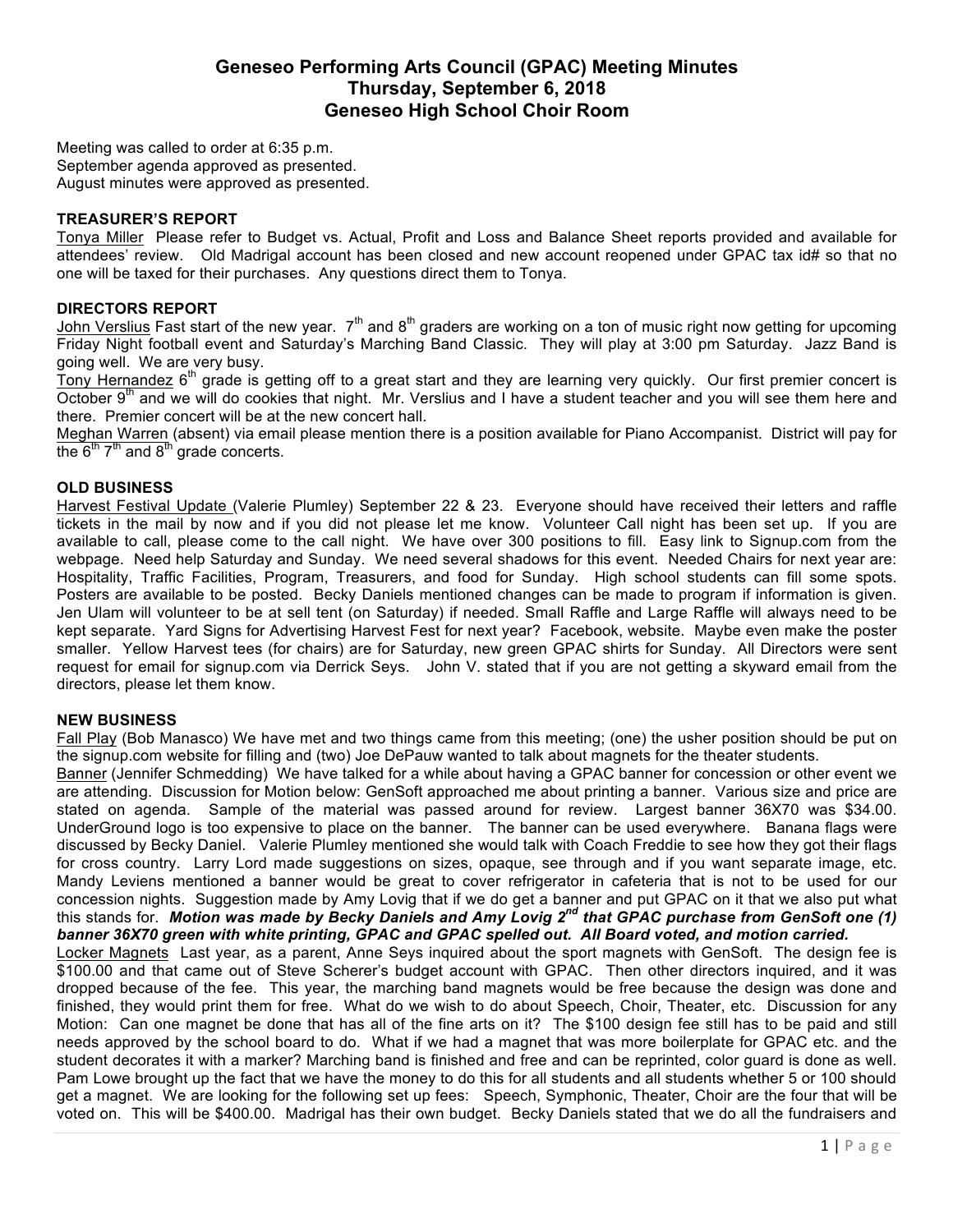# Geneseo Performing Arts Council (GPAC) Meeting Minutes
# Thursday, September 6, 2018
# Geneseo High School Choir Room

Meeting was called to order at 6:35 p.m.
September agenda approved as presented.
August minutes were approved as presented.

**TREASURER'S REPORT**

Tonya Miller Please refer to Budget vs. Actual, Profit and Loss and Balance Sheet reports provided and available for attendees' review. Old Madrigal account has been closed and new account reopened under GPAC tax id# so that no one will be taxed for their purchases. Any questions direct them to Tonya.

**DIRECTORS REPORT**

John Verslius Fast start of the new year. 7th and 8th graders are working on a ton of music right now getting for upcoming Friday Night football event and Saturday's Marching Band Classic. They will play at 3:00 pm Saturday. Jazz Band is going well. We are very busy.

Tony Hernandez 6th grade is getting off to a great start and they are learning very quickly. Our first premier concert is October 9th and we will do cookies that night. Mr. Verslius and I have a student teacher and you will see them here and there. Premier concert will be at the new concert hall.

Meghan Warren (absent) via email please mention there is a position available for Piano Accompanist. District will pay for the 6th 7th and 8th grade concerts.

**OLD BUSINESS**

Harvest Festival Update (Valerie Plumley) September 22 & 23. Everyone should have received their letters and raffle tickets in the mail by now and if you did not please let me know. Volunteer Call night has been set up. If you are available to call, please come to the call night. We have over 300 positions to fill. Easy link to Signup.com from the webpage. Need help Saturday and Sunday. We need several shadows for this event. Needed Chairs for next year are: Hospitality, Traffic Facilities, Program, Treasurers, and food for Sunday. High school students can fill some spots. Posters are available to be posted. Becky Daniels mentioned changes can be made to program if information is given. Jen Ulam will volunteer to be at sell tent (on Saturday) if needed. Small Raffle and Large Raffle will always need to be kept separate. Yard Signs for Advertising Harvest Fest for next year? Facebook, website. Maybe even make the poster smaller. Yellow Harvest tees (for chairs) are for Saturday, new green GPAC shirts for Sunday. All Directors were sent request for email for signup.com via Derrick Seys. John V. stated that if you are not getting a skyward email from the directors, please let them know.

**NEW BUSINESS**

Fall Play (Bob Manasco) We have met and two things came from this meeting; (one) the usher position should be put on the signup.com website for filling and (two) Joe DePauw wanted to talk about magnets for the theater students.

Banner (Jennifer Schmedding) We have talked for a while about having a GPAC banner for concession or other event we are attending. Discussion for Motion below: GenSoft approached me about printing a banner. Various size and price are stated on agenda. Sample of the material was passed around for review. Largest banner 36X70 was $34.00. UnderGround logo is too expensive to place on the banner. The banner can be used everywhere. Banana flags were discussed by Becky Daniel. Valerie Plumley mentioned she would talk with Coach Freddie to see how they got their flags for cross country. Larry Lord made suggestions on sizes, opaque, see through and if you want separate image, etc. Mandy Leviens mentioned a banner would be great to cover refrigerator in cafeteria that is not to be used for our concession nights. Suggestion made by Amy Lovig that if we do get a banner and put GPAC on it that we also put what this stands for. ***Motion was made by Becky Daniels and Amy Lovig 2nd that GPAC purchase from GenSoft one (1) banner 36X70 green with white printing, GPAC and GPAC spelled out. All Board voted, and motion carried.***

Locker Magnets Last year, as a parent, Anne Seys inquired about the sport magnets with GenSoft. The design fee is $100.00 and that came out of Steve Scherer's budget account with GPAC. Then other directors inquired, and it was dropped because of the fee. This year, the marching band magnets would be free because the design was done and finished, they would print them for free. What do we wish to do about Speech, Choir, Theater, etc. Discussion for any Motion: Can one magnet be done that has all of the fine arts on it? The $100 design fee still has to be paid and still needs approved by the school board to do. What if we had a magnet that was more boilerplate for GPAC etc. and the student decorates it with a marker? Marching band is finished and free and can be reprinted, color guard is done as well. Pam Lowe brought up the fact that we have the money to do this for all students and all students whether 5 or 100 should get a magnet. We are looking for the following set up fees: Speech, Symphonic, Theater, Choir are the four that will be voted on. This will be $400.00. Madrigal has their own budget. Becky Daniels stated that we do all the fundraisers and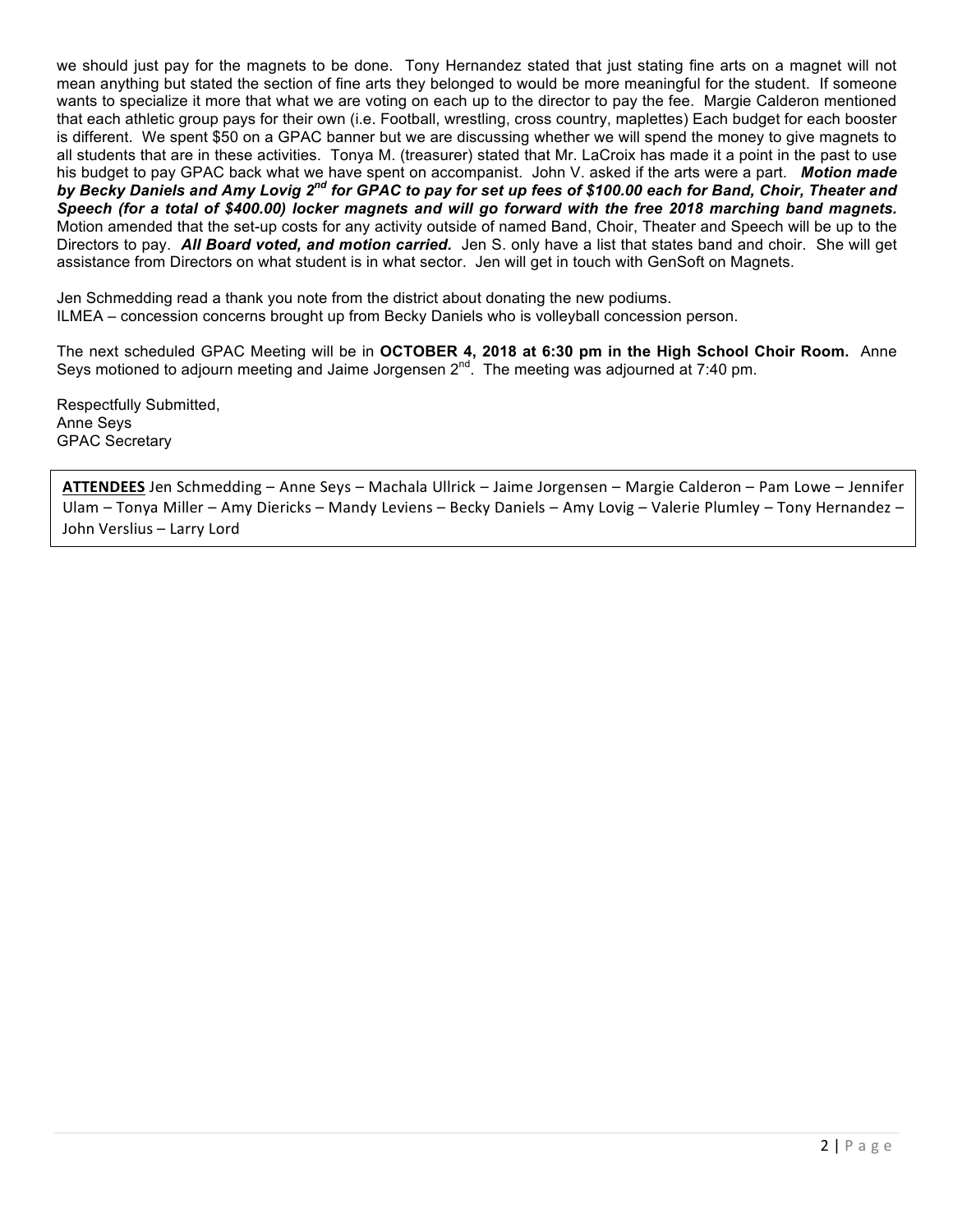we should just pay for the magnets to be done. Tony Hernandez stated that just stating fine arts on a magnet will not mean anything but stated the section of fine arts they belonged to would be more meaningful for the student. If someone wants to specialize it more that what we are voting on each up to the director to pay the fee. Margie Calderon mentioned that each athletic group pays for their own (i.e. Football, wrestling, cross country, maplettes) Each budget for each booster is different. We spent $50 on a GPAC banner but we are discussing whether we will spend the money to give magnets to all students that are in these activities. Tonya M. (treasurer) stated that Mr. LaCroix has made it a point in the past to use his budget to pay GPAC back what we have spent on accompanist. John V. asked if the arts were a part. ***Motion made by Becky Daniels and Amy Lovig 2nd for GPAC to pay for set up fees of $100.00 each for Band, Choir, Theater and Speech (for a total of $400.00) locker magnets and will go forward with the free 2018 marching band magnets.*** Motion amended that the set-up costs for any activity outside of named Band, Choir, Theater and Speech will be up to the Directors to pay. ***All Board voted, and motion carried.*** Jen S. only have a list that states band and choir. She will get assistance from Directors on what student is in what sector. Jen will get in touch with GenSoft on Magnets.

Jen Schmedding read a thank you note from the district about donating the new podiums.
ILMEA – concession concerns brought up from Becky Daniels who is volleyball concession person.

The next scheduled GPAC Meeting will be in **OCTOBER 4, 2018 at 6:30 pm in the High School Choir Room.** Anne Seys motioned to adjourn meeting and Jaime Jorgensen 2nd. The meeting was adjourned at 7:40 pm.

Respectfully Submitted,
Anne Seys
GPAC Secretary

**ATTENDEES** Jen Schmedding – Anne Seys – Machala Ullrick – Jaime Jorgensen – Margie Calderon – Pam Lowe – Jennifer Ulam – Tonya Miller – Amy Diericks – Mandy Leviens – Becky Daniels – Amy Lovig – Valerie Plumley – Tony Hernandez – John Verslius – Larry Lord